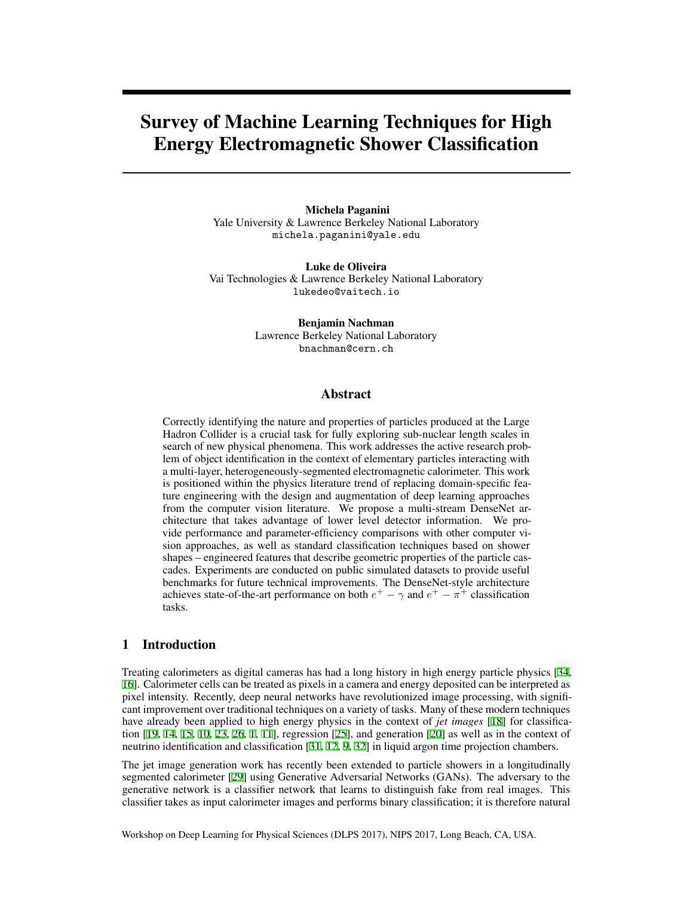# Survey of Machine Learning Techniques for High Energy Electromagnetic Shower Classification

**Michela Paganini**
Yale University & Lawrence Berkeley National Laboratory
michela.paganini@yale.edu

**Luke de Oliveira**
Vai Technologies & Lawrence Berkeley National Laboratory
lukedeo@vaitech.io

**Benjamin Nachman**
Lawrence Berkeley National Laboratory
bnachman@cern.ch

## Abstract

Correctly identifying the nature and properties of particles produced at the Large Hadron Collider is a crucial task for fully exploring sub-nuclear length scales in search of new physical phenomena. This work addresses the active research problem of object identification in the context of elementary particles interacting with a multi-layer, heterogeneously-segmented electromagnetic calorimeter. This work is positioned within the physics literature trend of replacing domain-specific feature engineering with the design and augmentation of deep learning approaches from the computer vision literature. We propose a multi-stream DenseNet architecture that takes advantage of lower level detector information. We provide performance and parameter-efficiency comparisons with other computer vision approaches, as well as standard classification techniques based on shower shapes – engineered features that describe geometric properties of the particle cascades. Experiments are conducted on public simulated datasets to provide useful benchmarks for future technical improvements. The DenseNet-style architecture achieves state-of-the-art performance on both $e^+ - \gamma$ and $e^+ - \pi^+$ classification tasks.

## 1 Introduction

Treating calorimeters as digital cameras has had a long history in high energy particle physics [34, 16]. Calorimeter cells can be treated as pixels in a camera and energy deposited can be interpreted as pixel intensity. Recently, deep neural networks have revolutionized image processing, with significant improvement over traditional techniques on a variety of tasks. Many of these modern techniques have already been applied to high energy physics in the context of *jet images* [18] for classification [19, 14, 15, 10, 23, 26, 1, 11], regression [25], and generation [20] as well as in the context of neutrino identification and classification [31, 12, 9, 32] in liquid argon time projection chambers.

The jet image generation work has recently been extended to particle showers in a longitudinally segmented calorimeter [29] using Generative Adversarial Networks (GANs). The adversary to the generative network is a classifier network that learns to distinguish fake from real images. This classifier takes as input calorimeter images and performs binary classification; it is therefore natural

Workshop on Deep Learning for Physical Sciences (DLPS 2017), NIPS 2017, Long Beach, CA, USA.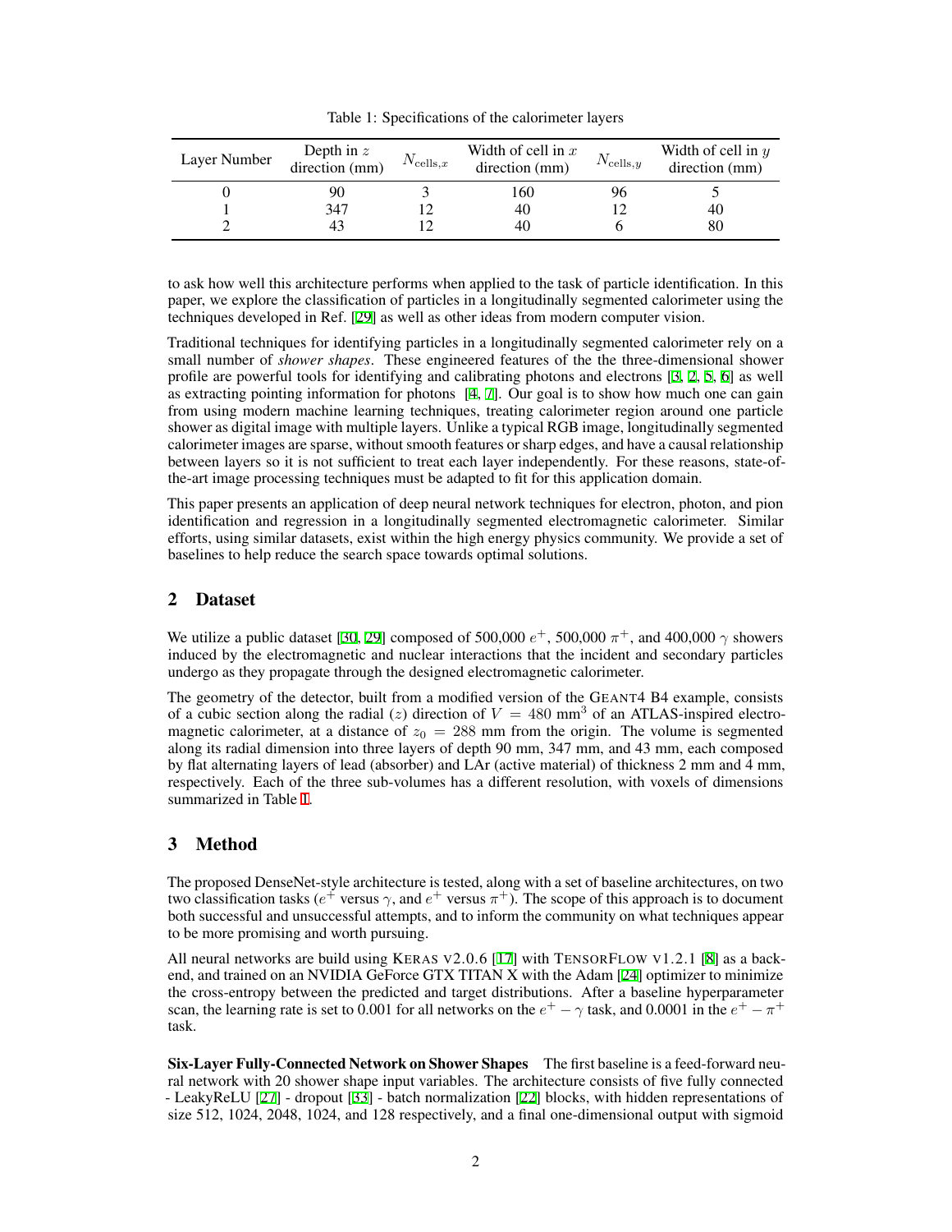Table 1: Specifications of the calorimeter layers

| Layer Number | Depth in $z$ direction (mm) | $N_{\text{cells},x}$ | Width of cell in $x$ direction (mm) | $N_{\text{cells},y}$ | Width of cell in $y$ direction (mm) |
|---|---|---|---|---|---|
| 0 | 90 | 3 | 160 | 96 | 5 |
| 1 | 347 | 12 | 40 | 12 | 40 |
| 2 | 43 | 12 | 40 | 6 | 80 |

to ask how well this architecture performs when applied to the task of particle identification. In this paper, we explore the classification of particles in a longitudinally segmented calorimeter using the techniques developed in Ref. [29] as well as other ideas from modern computer vision.

Traditional techniques for identifying particles in a longitudinally segmented calorimeter rely on a small number of *shower shapes*. These engineered features of the the three-dimensional shower profile are powerful tools for identifying and calibrating photons and electrons [3, 2, 5, 6] as well as extracting pointing information for photons [4, 7]. Our goal is to show how much one can gain from using modern machine learning techniques, treating calorimeter region around one particle shower as digital image with multiple layers. Unlike a typical RGB image, longitudinally segmented calorimeter images are sparse, without smooth features or sharp edges, and have a causal relationship between layers so it is not sufficient to treat each layer independently. For these reasons, state-of-the-art image processing techniques must be adapted to fit for this application domain.

This paper presents an application of deep neural network techniques for electron, photon, and pion identification and regression in a longitudinally segmented electromagnetic calorimeter. Similar efforts, using similar datasets, exist within the high energy physics community. We provide a set of baselines to help reduce the search space towards optimal solutions.

## 2 Dataset

We utilize a public dataset [30, 29] composed of 500,000 $e^+$, 500,000 $\pi^+$, and 400,000 $\gamma$ showers induced by the electromagnetic and nuclear interactions that the incident and secondary particles undergo as they propagate through the designed electromagnetic calorimeter.

The geometry of the detector, built from a modified version of the GEANT4 B4 example, consists of a cubic section along the radial ($z$) direction of $V = 480$ mm$^3$ of an ATLAS-inspired electromagnetic calorimeter, at a distance of $z_0 = 288$ mm from the origin. The volume is segmented along its radial dimension into three layers of depth 90 mm, 347 mm, and 43 mm, each composed by flat alternating layers of lead (absorber) and LAr (active material) of thickness 2 mm and 4 mm, respectively. Each of the three sub-volumes has a different resolution, with voxels of dimensions summarized in Table 1.

## 3 Method

The proposed DenseNet-style architecture is tested, along with a set of baseline architectures, on two two classification tasks ($e^+$ versus $\gamma$, and $e^+$ versus $\pi^+$). The scope of this approach is to document both successful and unsuccessful attempts, and to inform the community on what techniques appear to be more promising and worth pursuing.

All neural networks are build using KERAS V2.0.6 [17] with TENSORFLOW V1.2.1 [8] as a back-end, and trained on an NVIDIA GeForce GTX TITAN X with the Adam [24] optimizer to minimize the cross-entropy between the predicted and target distributions. After a baseline hyperparameter scan, the learning rate is set to 0.001 for all networks on the $e^+ - \gamma$ task, and 0.0001 in the $e^+ - \pi^+$ task.

**Six-Layer Fully-Connected Network on Shower Shapes** The first baseline is a feed-forward neural network with 20 shower shape input variables. The architecture consists of five fully connected - LeakyReLU [27] - dropout [33] - batch normalization [22] blocks, with hidden representations of size 512, 1024, 2048, 1024, and 128 respectively, and a final one-dimensional output with sigmoid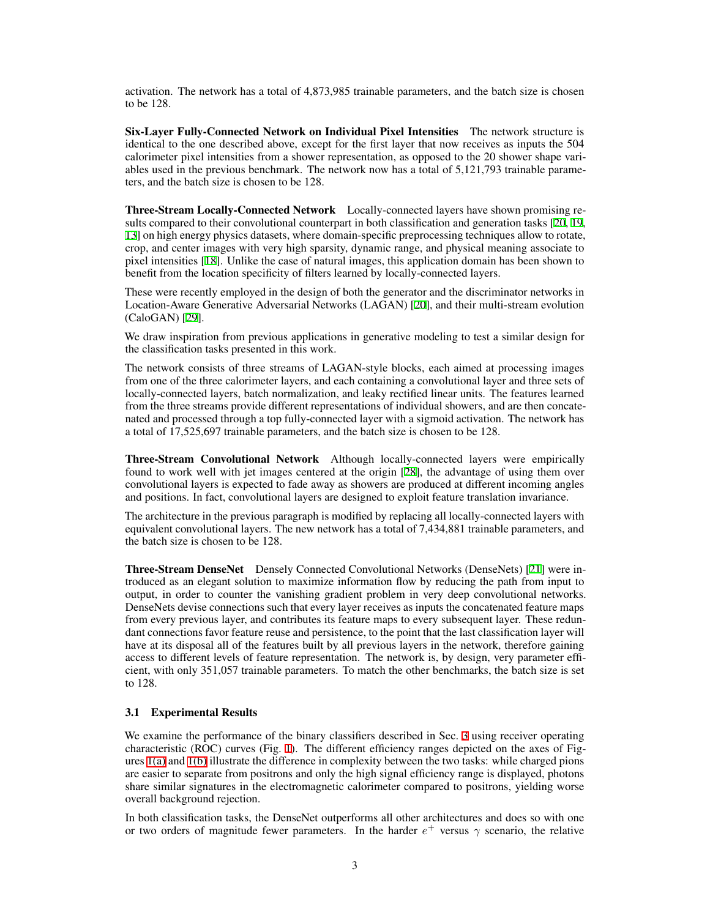activation. The network has a total of 4,873,985 trainable parameters, and the batch size is chosen to be 128.

**Six-Layer Fully-Connected Network on Individual Pixel Intensities** The network structure is identical to the one described above, except for the first layer that now receives as inputs the 504 calorimeter pixel intensities from a shower representation, as opposed to the 20 shower shape variables used in the previous benchmark. The network now has a total of 5,121,793 trainable parameters, and the batch size is chosen to be 128.

**Three-Stream Locally-Connected Network** Locally-connected layers have shown promising results compared to their convolutional counterpart in both classification and generation tasks [20, 19, 13] on high energy physics datasets, where domain-specific preprocessing techniques allow to rotate, crop, and center images with very high sparsity, dynamic range, and physical meaning associate to pixel intensities [18]. Unlike the case of natural images, this application domain has been shown to benefit from the location specificity of filters learned by locally-connected layers.

These were recently employed in the design of both the generator and the discriminator networks in Location-Aware Generative Adversarial Networks (LAGAN) [20], and their multi-stream evolution (CaloGAN) [29].

We draw inspiration from previous applications in generative modeling to test a similar design for the classification tasks presented in this work.

The network consists of three streams of LAGAN-style blocks, each aimed at processing images from one of the three calorimeter layers, and each containing a convolutional layer and three sets of locally-connected layers, batch normalization, and leaky rectified linear units. The features learned from the three streams provide different representations of individual showers, and are then concatenated and processed through a top fully-connected layer with a sigmoid activation. The network has a total of 17,525,697 trainable parameters, and the batch size is chosen to be 128.

**Three-Stream Convolutional Network** Although locally-connected layers were empirically found to work well with jet images centered at the origin [28], the advantage of using them over convolutional layers is expected to fade away as showers are produced at different incoming angles and positions. In fact, convolutional layers are designed to exploit feature translation invariance.

The architecture in the previous paragraph is modified by replacing all locally-connected layers with equivalent convolutional layers. The new network has a total of 7,434,881 trainable parameters, and the batch size is chosen to be 128.

**Three-Stream DenseNet** Densely Connected Convolutional Networks (DenseNets) [21] were introduced as an elegant solution to maximize information flow by reducing the path from input to output, in order to counter the vanishing gradient problem in very deep convolutional networks. DenseNets devise connections such that every layer receives as inputs the concatenated feature maps from every previous layer, and contributes its feature maps to every subsequent layer. These redundant connections favor feature reuse and persistence, to the point that the last classification layer will have at its disposal all of the features built by all previous layers in the network, therefore gaining access to different levels of feature representation. The network is, by design, very parameter efficient, with only 351,057 trainable parameters. To match the other benchmarks, the batch size is set to 128.

### 3.1 Experimental Results

We examine the performance of the binary classifiers described in Sec. 3 using receiver operating characteristic (ROC) curves (Fig. 1). The different efficiency ranges depicted on the axes of Figures 1(a) and 1(b) illustrate the difference in complexity between the two tasks: while charged pions are easier to separate from positrons and only the high signal efficiency range is displayed, photons share similar signatures in the electromagnetic calorimeter compared to positrons, yielding worse overall background rejection.

In both classification tasks, the DenseNet outperforms all other architectures and does so with one or two orders of magnitude fewer parameters. In the harder $e^+$ versus $\gamma$ scenario, the relative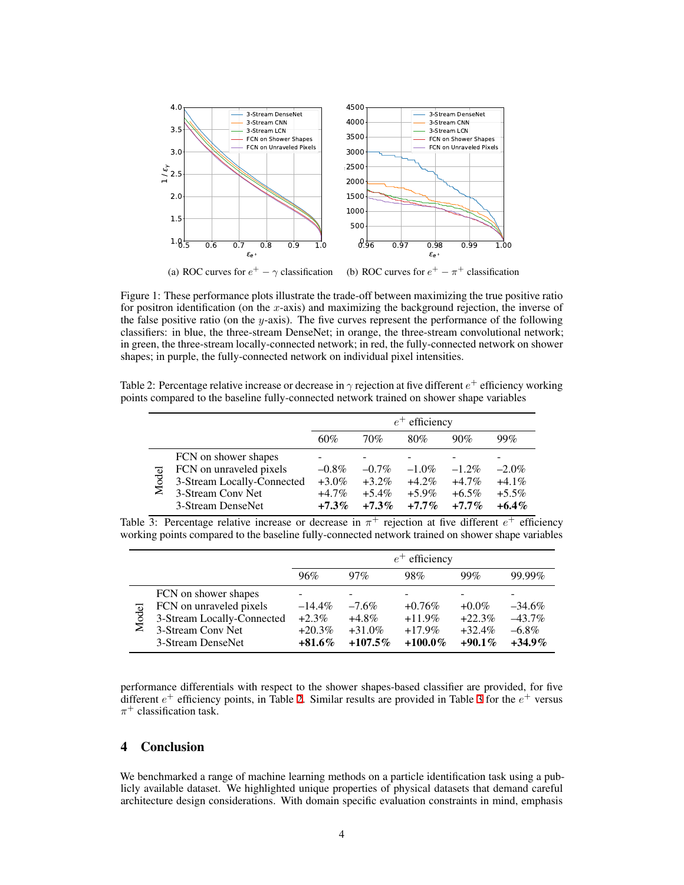(a) ROC curves for $e^+ - \gamma$ classification

(b) ROC curves for $e^+ - \pi^+$ classification

Figure 1: These performance plots illustrate the trade-off between maximizing the true positive ratio for positron identification (on the $x$-axis) and maximizing the background rejection, the inverse of the false positive ratio (on the $y$-axis). The five curves represent the performance of the following classifiers: in blue, the three-stream DenseNet; in orange, the three-stream convolutional network; in green, the three-stream locally-connected network; in red, the fully-connected network on shower shapes; in purple, the fully-connected network on individual pixel intensities.

Table 2: Percentage relative increase or decrease in $\gamma$ rejection at five different $e^+$ efficiency working points compared to the baseline fully-connected network trained on shower shape variables

| Model | $e^+$ efficiency | | | | |
|---|---|---|---|---|---|
| | 60% | 70% | 80% | 90% | 99% |
| FCN on shower shapes | - | - | - | - | - |
| FCN on unraveled pixels | –0.8% | –0.7% | –1.0% | –1.2% | –2.0% |
| 3-Stream Locally-Connected | +3.0% | +3.2% | +4.2% | +4.7% | +4.1% |
| 3-Stream Conv Net | +4.7% | +5.4% | +5.9% | +6.5% | +5.5% |
| 3-Stream DenseNet | **+7.3%** | **+7.3%** | **+7.7%** | **+7.7%** | **+6.4%** |

Table 3: Percentage relative increase or decrease in $\pi^+$ rejection at five different $e^+$ efficiency working points compared to the baseline fully-connected network trained on shower shape variables

| Model | $e^+$ efficiency | | | | |
|---|---|---|---|---|---|
| | 96% | 97% | 98% | 99% | 99.99% |
| FCN on shower shapes | - | - | - | - | - |
| FCN on unraveled pixels | –14.4% | –7.6% | +0.76% | +0.0% | –34.6% |
| 3-Stream Locally-Connected | +2.3% | +4.8% | +11.9% | +22.3% | –43.7% |
| 3-Stream Conv Net | +20.3% | +31.0% | +17.9% | +32.4% | –6.8% |
| 3-Stream DenseNet | **+81.6%** | **+107.5%** | **+100.0%** | **+90.1%** | **+34.9%** |

performance differentials with respect to the shower shapes-based classifier are provided, for five different $e^+$ efficiency points, in Table 2. Similar results are provided in Table 3 for the $e^+$ versus $\pi^+$ classification task.

## 4 Conclusion

We benchmarked a range of machine learning methods on a particle identification task using a publicly available dataset. We highlighted unique properties of physical datasets that demand careful architecture design considerations. With domain specific evaluation constraints in mind, emphasis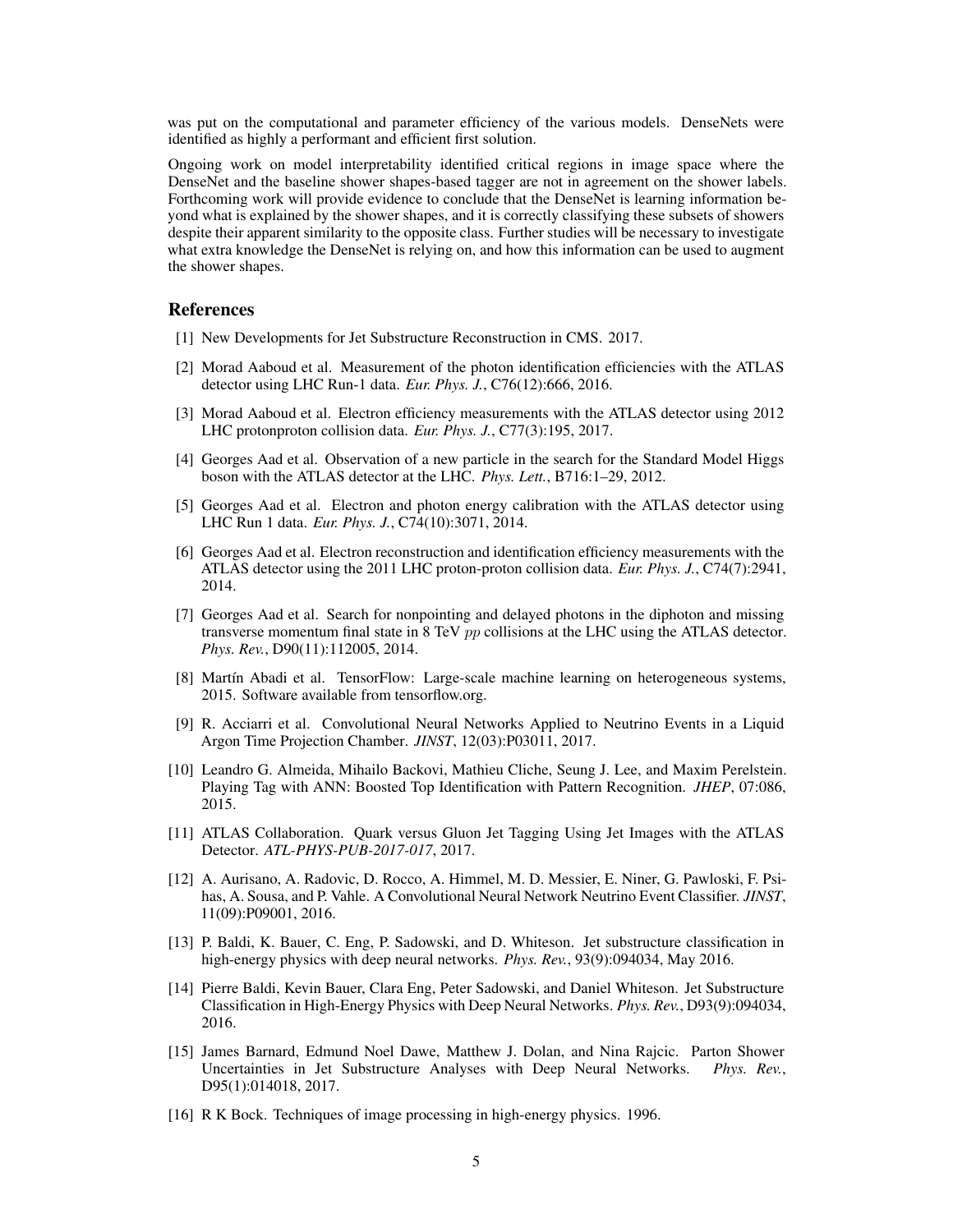was put on the computational and parameter efficiency of the various models. DenseNets were identified as highly a performant and efficient first solution.

Ongoing work on model interpretability identified critical regions in image space where the DenseNet and the baseline shower shapes-based tagger are not in agreement on the shower labels. Forthcoming work will provide evidence to conclude that the DenseNet is learning information beyond what is explained by the shower shapes, and it is correctly classifying these subsets of showers despite their apparent similarity to the opposite class. Further studies will be necessary to investigate what extra knowledge the DenseNet is relying on, and how this information can be used to augment the shower shapes.

## References

[1] New Developments for Jet Substructure Reconstruction in CMS. 2017.

[2] Morad Aaboud et al. Measurement of the photon identification efficiencies with the ATLAS detector using LHC Run-1 data. *Eur. Phys. J.*, C76(12):666, 2016.

[3] Morad Aaboud et al. Electron efficiency measurements with the ATLAS detector using 2012 LHC protonproton collision data. *Eur. Phys. J.*, C77(3):195, 2017.

[4] Georges Aad et al. Observation of a new particle in the search for the Standard Model Higgs boson with the ATLAS detector at the LHC. *Phys. Lett.*, B716:1–29, 2012.

[5] Georges Aad et al. Electron and photon energy calibration with the ATLAS detector using LHC Run 1 data. *Eur. Phys. J.*, C74(10):3071, 2014.

[6] Georges Aad et al. Electron reconstruction and identification efficiency measurements with the ATLAS detector using the 2011 LHC proton-proton collision data. *Eur. Phys. J.*, C74(7):2941, 2014.

[7] Georges Aad et al. Search for nonpointing and delayed photons in the diphoton and missing transverse momentum final state in 8 TeV *pp* collisions at the LHC using the ATLAS detector. *Phys. Rev.*, D90(11):112005, 2014.

[8] Martín Abadi et al. TensorFlow: Large-scale machine learning on heterogeneous systems, 2015. Software available from tensorflow.org.

[9] R. Acciarri et al. Convolutional Neural Networks Applied to Neutrino Events in a Liquid Argon Time Projection Chamber. *JINST*, 12(03):P03011, 2017.

[10] Leandro G. Almeida, Mihailo Backovi, Mathieu Cliche, Seung J. Lee, and Maxim Perelstein. Playing Tag with ANN: Boosted Top Identification with Pattern Recognition. *JHEP*, 07:086, 2015.

[11] ATLAS Collaboration. Quark versus Gluon Jet Tagging Using Jet Images with the ATLAS Detector. *ATL-PHYS-PUB-2017-017*, 2017.

[12] A. Aurisano, A. Radovic, D. Rocco, A. Himmel, M. D. Messier, E. Niner, G. Pawloski, F. Psihas, A. Sousa, and P. Vahle. A Convolutional Neural Network Neutrino Event Classifier. *JINST*, 11(09):P09001, 2016.

[13] P. Baldi, K. Bauer, C. Eng, P. Sadowski, and D. Whiteson. Jet substructure classification in high-energy physics with deep neural networks. *Phys. Rev.*, 93(9):094034, May 2016.

[14] Pierre Baldi, Kevin Bauer, Clara Eng, Peter Sadowski, and Daniel Whiteson. Jet Substructure Classification in High-Energy Physics with Deep Neural Networks. *Phys. Rev.*, D93(9):094034, 2016.

[15] James Barnard, Edmund Noel Dawe, Matthew J. Dolan, and Nina Rajcic. Parton Shower Uncertainties in Jet Substructure Analyses with Deep Neural Networks. *Phys. Rev.*, D95(1):014018, 2017.

[16] R K Bock. Techniques of image processing in high-energy physics. 1996.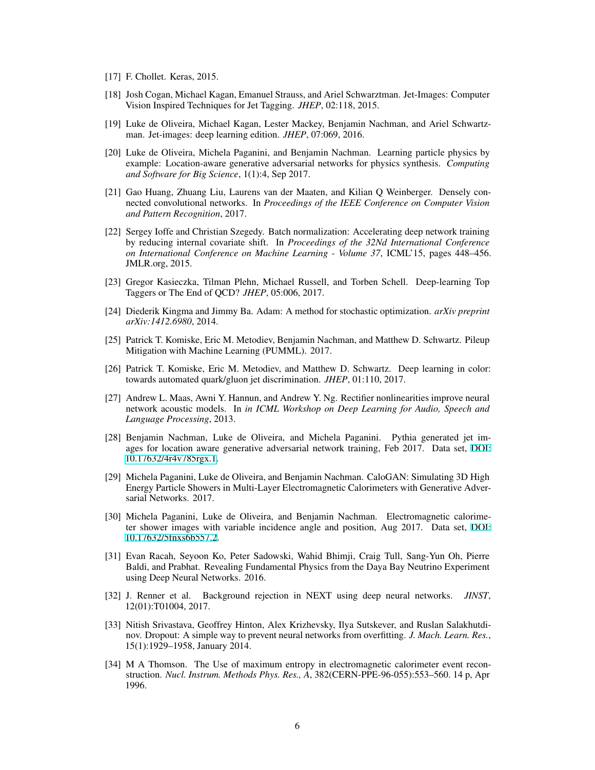[17] F. Chollet. Keras, 2015.

[18] Josh Cogan, Michael Kagan, Emanuel Strauss, and Ariel Schwarztman. Jet-Images: Computer Vision Inspired Techniques for Jet Tagging. *JHEP*, 02:118, 2015.

[19] Luke de Oliveira, Michael Kagan, Lester Mackey, Benjamin Nachman, and Ariel Schwartzman. Jet-images: deep learning edition. *JHEP*, 07:069, 2016.

[20] Luke de Oliveira, Michela Paganini, and Benjamin Nachman. Learning particle physics by example: Location-aware generative adversarial networks for physics synthesis. *Computing and Software for Big Science*, 1(1):4, Sep 2017.

[21] Gao Huang, Zhuang Liu, Laurens van der Maaten, and Kilian Q Weinberger. Densely connected convolutional networks. In *Proceedings of the IEEE Conference on Computer Vision and Pattern Recognition*, 2017.

[22] Sergey Ioffe and Christian Szegedy. Batch normalization: Accelerating deep network training by reducing internal covariate shift. In *Proceedings of the 32Nd International Conference on International Conference on Machine Learning - Volume 37*, ICML'15, pages 448–456. JMLR.org, 2015.

[23] Gregor Kasieczka, Tilman Plehn, Michael Russell, and Torben Schell. Deep-learning Top Taggers or The End of QCD? *JHEP*, 05:006, 2017.

[24] Diederik Kingma and Jimmy Ba. Adam: A method for stochastic optimization. *arXiv preprint arXiv:1412.6980*, 2014.

[25] Patrick T. Komiske, Eric M. Metodiev, Benjamin Nachman, and Matthew D. Schwartz. Pileup Mitigation with Machine Learning (PUMML). 2017.

[26] Patrick T. Komiske, Eric M. Metodiev, and Matthew D. Schwartz. Deep learning in color: towards automated quark/gluon jet discrimination. *JHEP*, 01:110, 2017.

[27] Andrew L. Maas, Awni Y. Hannun, and Andrew Y. Ng. Rectifier nonlinearities improve neural network acoustic models. In *in ICML Workshop on Deep Learning for Audio, Speech and Language Processing*, 2013.

[28] Benjamin Nachman, Luke de Oliveira, and Michela Paganini. Pythia generated jet images for location aware generative adversarial network training, Feb 2017. Data set, DOI: 10.17632/4r4v785rgx.1.

[29] Michela Paganini, Luke de Oliveira, and Benjamin Nachman. CaloGAN: Simulating 3D High Energy Particle Showers in Multi-Layer Electromagnetic Calorimeters with Generative Adversarial Networks. 2017.

[30] Michela Paganini, Luke de Oliveira, and Benjamin Nachman. Electromagnetic calorimeter shower images with variable incidence angle and position, Aug 2017. Data set, DOI: 10.17632/5fnxs6b557.2.

[31] Evan Racah, Seyoon Ko, Peter Sadowski, Wahid Bhimji, Craig Tull, Sang-Yun Oh, Pierre Baldi, and Prabhat. Revealing Fundamental Physics from the Daya Bay Neutrino Experiment using Deep Neural Networks. 2016.

[32] J. Renner et al. Background rejection in NEXT using deep neural networks. *JINST*, 12(01):T01004, 2017.

[33] Nitish Srivastava, Geoffrey Hinton, Alex Krizhevsky, Ilya Sutskever, and Ruslan Salakhutdinov. Dropout: A simple way to prevent neural networks from overfitting. *J. Mach. Learn. Res.*, 15(1):1929–1958, January 2014.

[34] M A Thomson. The Use of maximum entropy in electromagnetic calorimeter event reconstruction. *Nucl. Instrum. Methods Phys. Res., A*, 382(CERN-PPE-96-055):553–560. 14 p, Apr 1996.